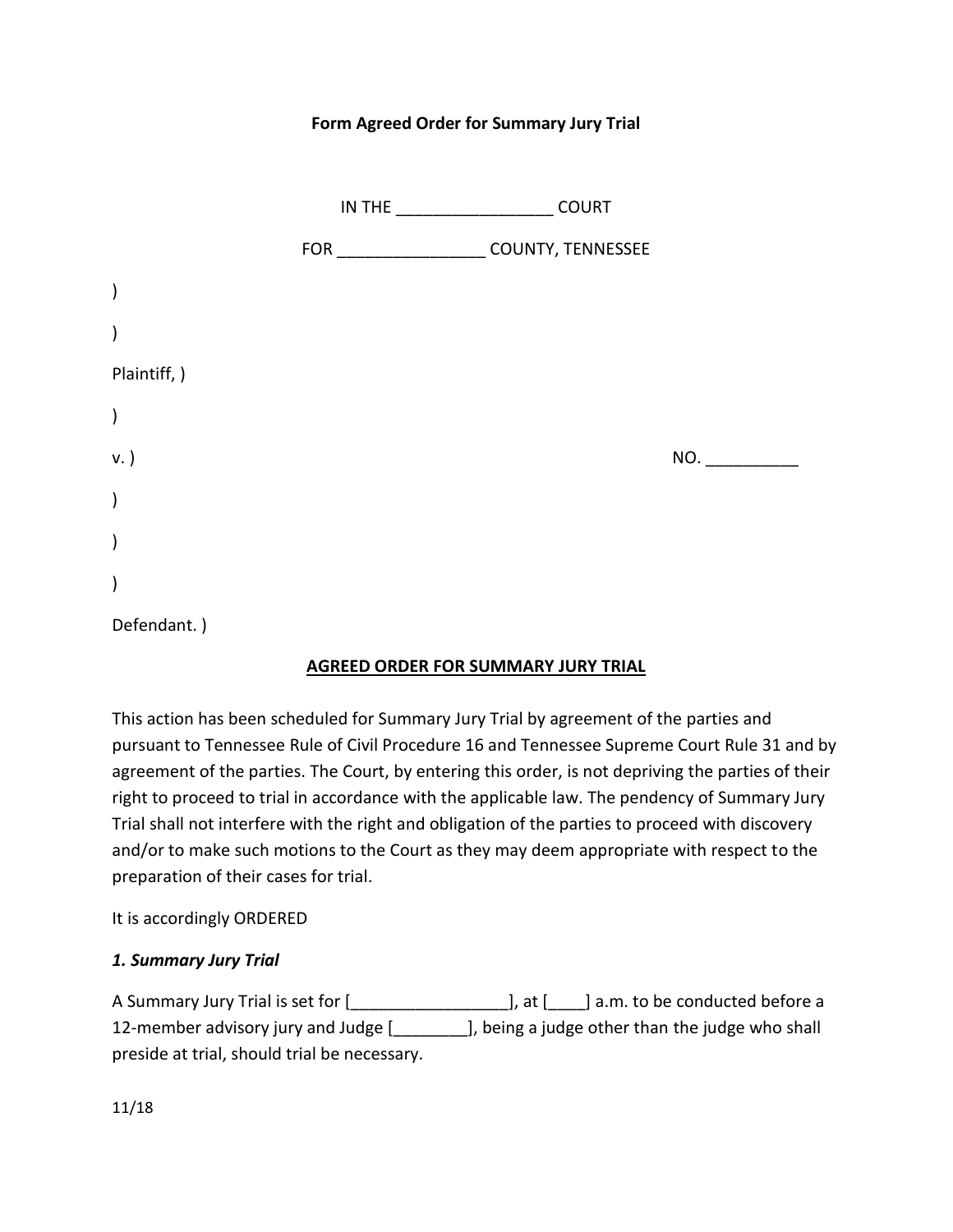**Form Agreed Order for Summary Jury Trial**

IN THE _________________ COURT

FOR ________________ COUNTY, TENNESSEE

)

)

Plaintiff, )

)

v. ) NO. __________

)

)

)

Defendant. )

**AGREED ORDER FOR SUMMARY JURY TRIAL**

This action has been scheduled for Summary Jury Trial by agreement of the parties and pursuant to Tennessee Rule of Civil Procedure 16 and Tennessee Supreme Court Rule 31 and by agreement of the parties. The Court, by entering this order, is not depriving the parties of their right to proceed to trial in accordance with the applicable law. The pendency of Summary Jury Trial shall not interfere with the right and obligation of the parties to proceed with discovery and/or to make such motions to the Court as they may deem appropriate with respect to the preparation of their cases for trial.

It is accordingly ORDERED

***1. Summary Jury Trial***

A Summary Jury Trial is set for [_________________], at [____] a.m. to be conducted before a 12-member advisory jury and Judge [________], being a judge other than the judge who shall preside at trial, should trial be necessary.

11/18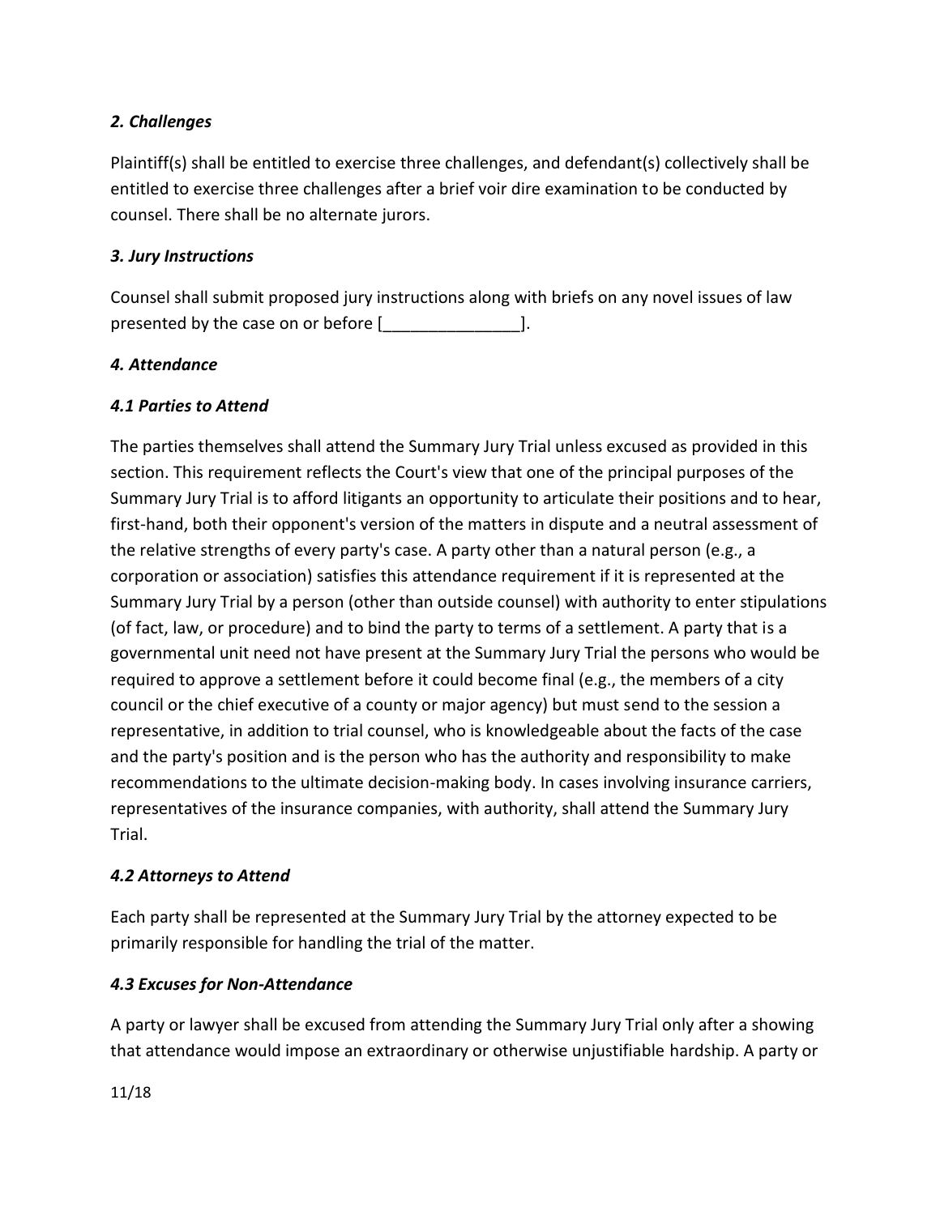### *2. Challenges*

Plaintiff(s) shall be entitled to exercise three challenges, and defendant(s) collectively shall be entitled to exercise three challenges after a brief voir dire examination to be conducted by counsel. There shall be no alternate jurors.

### *3. Jury Instructions*

Counsel shall submit proposed jury instructions along with briefs on any novel issues of law presented by the case on or before [_______________].

### *4. Attendance*

#### *4.1 Parties to Attend*

The parties themselves shall attend the Summary Jury Trial unless excused as provided in this section. This requirement reflects the Court's view that one of the principal purposes of the Summary Jury Trial is to afford litigants an opportunity to articulate their positions and to hear, first-hand, both their opponent's version of the matters in dispute and a neutral assessment of the relative strengths of every party's case. A party other than a natural person (e.g., a corporation or association) satisfies this attendance requirement if it is represented at the Summary Jury Trial by a person (other than outside counsel) with authority to enter stipulations (of fact, law, or procedure) and to bind the party to terms of a settlement. A party that is a governmental unit need not have present at the Summary Jury Trial the persons who would be required to approve a settlement before it could become final (e.g., the members of a city council or the chief executive of a county or major agency) but must send to the session a representative, in addition to trial counsel, who is knowledgeable about the facts of the case and the party's position and is the person who has the authority and responsibility to make recommendations to the ultimate decision-making body. In cases involving insurance carriers, representatives of the insurance companies, with authority, shall attend the Summary Jury Trial.

#### *4.2 Attorneys to Attend*

Each party shall be represented at the Summary Jury Trial by the attorney expected to be primarily responsible for handling the trial of the matter.

#### *4.3 Excuses for Non-Attendance*

A party or lawyer shall be excused from attending the Summary Jury Trial only after a showing that attendance would impose an extraordinary or otherwise unjustifiable hardship. A party or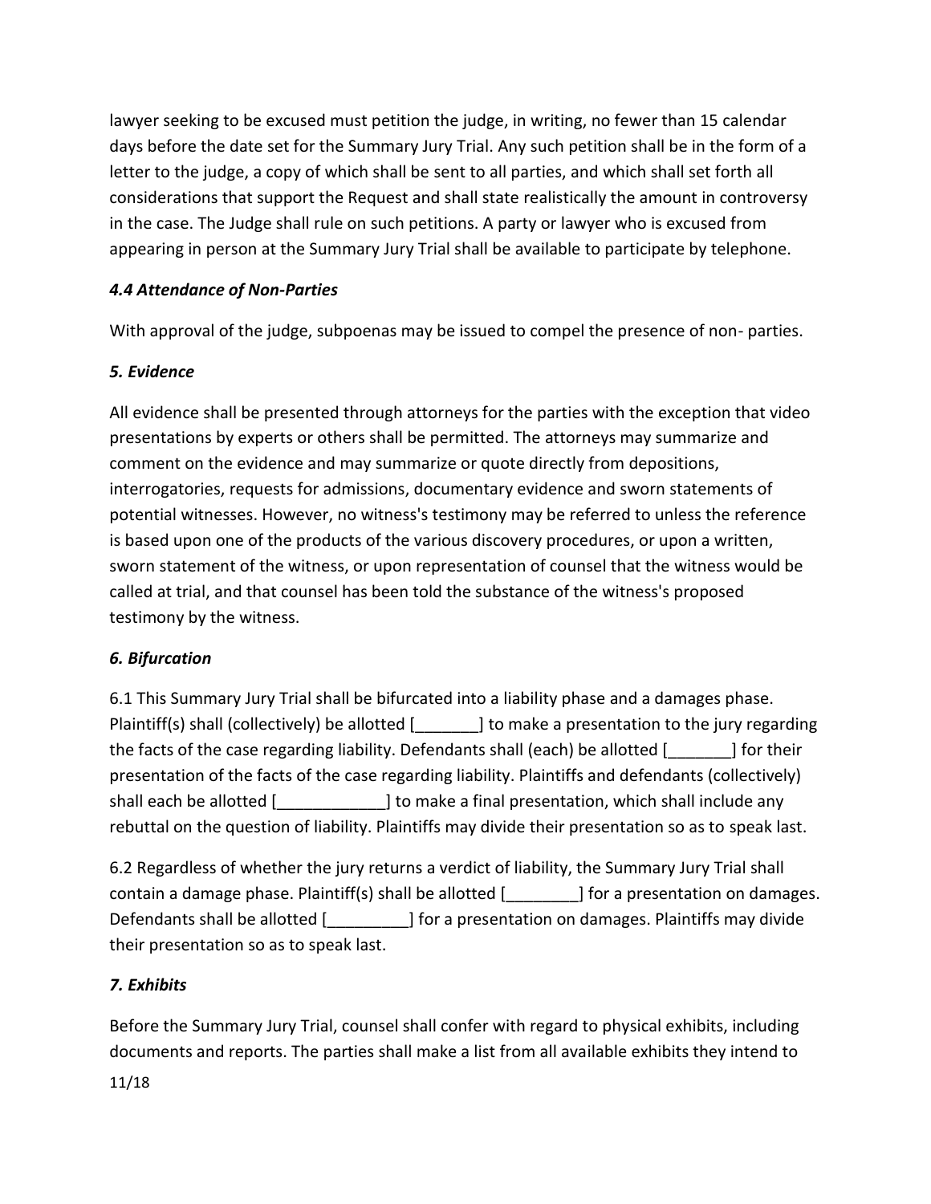lawyer seeking to be excused must petition the judge, in writing, no fewer than 15 calendar days before the date set for the Summary Jury Trial. Any such petition shall be in the form of a letter to the judge, a copy of which shall be sent to all parties, and which shall set forth all considerations that support the Request and shall state realistically the amount in controversy in the case. The Judge shall rule on such petitions. A party or lawyer who is excused from appearing in person at the Summary Jury Trial shall be available to participate by telephone.

### *4.4 Attendance of Non-Parties*

With approval of the judge, subpoenas may be issued to compel the presence of non- parties.

### *5. Evidence*

All evidence shall be presented through attorneys for the parties with the exception that video presentations by experts or others shall be permitted. The attorneys may summarize and comment on the evidence and may summarize or quote directly from depositions, interrogatories, requests for admissions, documentary evidence and sworn statements of potential witnesses. However, no witness's testimony may be referred to unless the reference is based upon one of the products of the various discovery procedures, or upon a written, sworn statement of the witness, or upon representation of counsel that the witness would be called at trial, and that counsel has been told the substance of the witness's proposed testimony by the witness.

### *6. Bifurcation*

6.1 This Summary Jury Trial shall be bifurcated into a liability phase and a damages phase. Plaintiff(s) shall (collectively) be allotted [_______] to make a presentation to the jury regarding the facts of the case regarding liability. Defendants shall (each) be allotted [_______] for their presentation of the facts of the case regarding liability. Plaintiffs and defendants (collectively) shall each be allotted [____________] to make a final presentation, which shall include any rebuttal on the question of liability. Plaintiffs may divide their presentation so as to speak last.

6.2 Regardless of whether the jury returns a verdict of liability, the Summary Jury Trial shall contain a damage phase. Plaintiff(s) shall be allotted [________] for a presentation on damages. Defendants shall be allotted [_________] for a presentation on damages. Plaintiffs may divide their presentation so as to speak last.

### *7. Exhibits*

Before the Summary Jury Trial, counsel shall confer with regard to physical exhibits, including documents and reports. The parties shall make a list from all available exhibits they intend to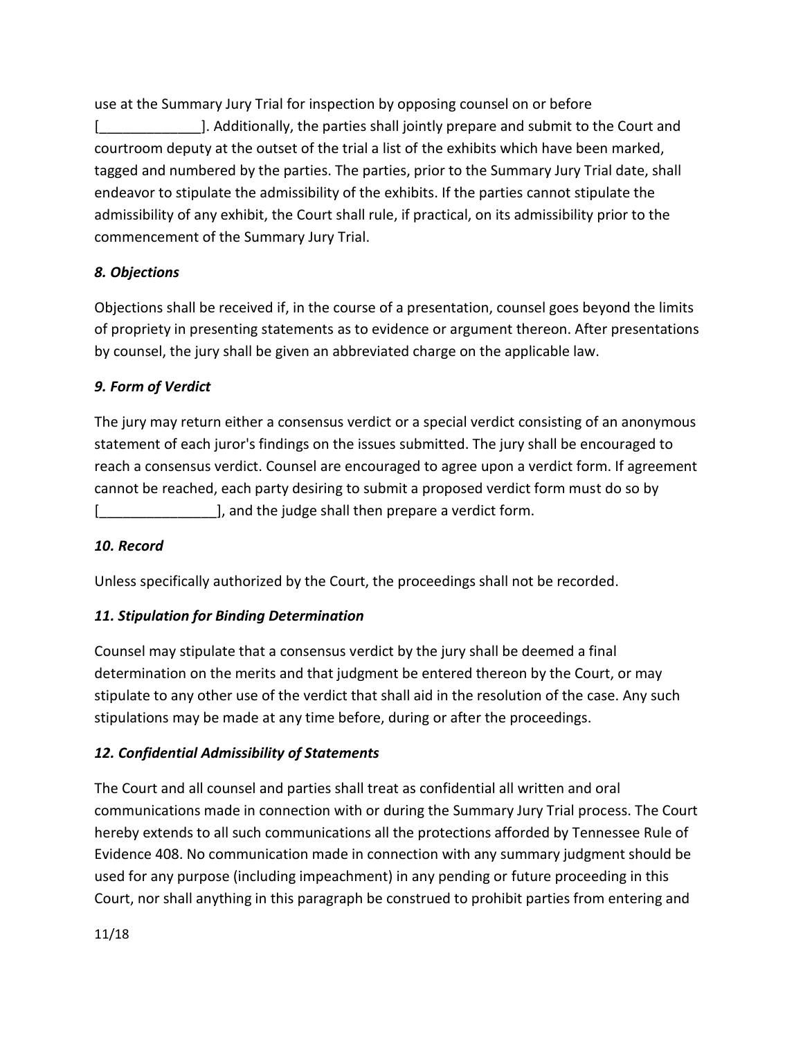use at the Summary Jury Trial for inspection by opposing counsel on or before [_____________]. Additionally, the parties shall jointly prepare and submit to the Court and courtroom deputy at the outset of the trial a list of the exhibits which have been marked, tagged and numbered by the parties. The parties, prior to the Summary Jury Trial date, shall endeavor to stipulate the admissibility of the exhibits. If the parties cannot stipulate the admissibility of any exhibit, the Court shall rule, if practical, on its admissibility prior to the commencement of the Summary Jury Trial.

***8. Objections***

Objections shall be received if, in the course of a presentation, counsel goes beyond the limits of propriety in presenting statements as to evidence or argument thereon. After presentations by counsel, the jury shall be given an abbreviated charge on the applicable law.

***9. Form of Verdict***

The jury may return either a consensus verdict or a special verdict consisting of an anonymous statement of each juror's findings on the issues submitted. The jury shall be encouraged to reach a consensus verdict. Counsel are encouraged to agree upon a verdict form. If agreement cannot be reached, each party desiring to submit a proposed verdict form must do so by [_______________], and the judge shall then prepare a verdict form.

***10. Record***

Unless specifically authorized by the Court, the proceedings shall not be recorded.

***11. Stipulation for Binding Determination***

Counsel may stipulate that a consensus verdict by the jury shall be deemed a final determination on the merits and that judgment be entered thereon by the Court, or may stipulate to any other use of the verdict that shall aid in the resolution of the case. Any such stipulations may be made at any time before, during or after the proceedings.

***12. Confidential Admissibility of Statements***

The Court and all counsel and parties shall treat as confidential all written and oral communications made in connection with or during the Summary Jury Trial process. The Court hereby extends to all such communications all the protections afforded by Tennessee Rule of Evidence 408. No communication made in connection with any summary judgment should be used for any purpose (including impeachment) in any pending or future proceeding in this Court, nor shall anything in this paragraph be construed to prohibit parties from entering and

11/18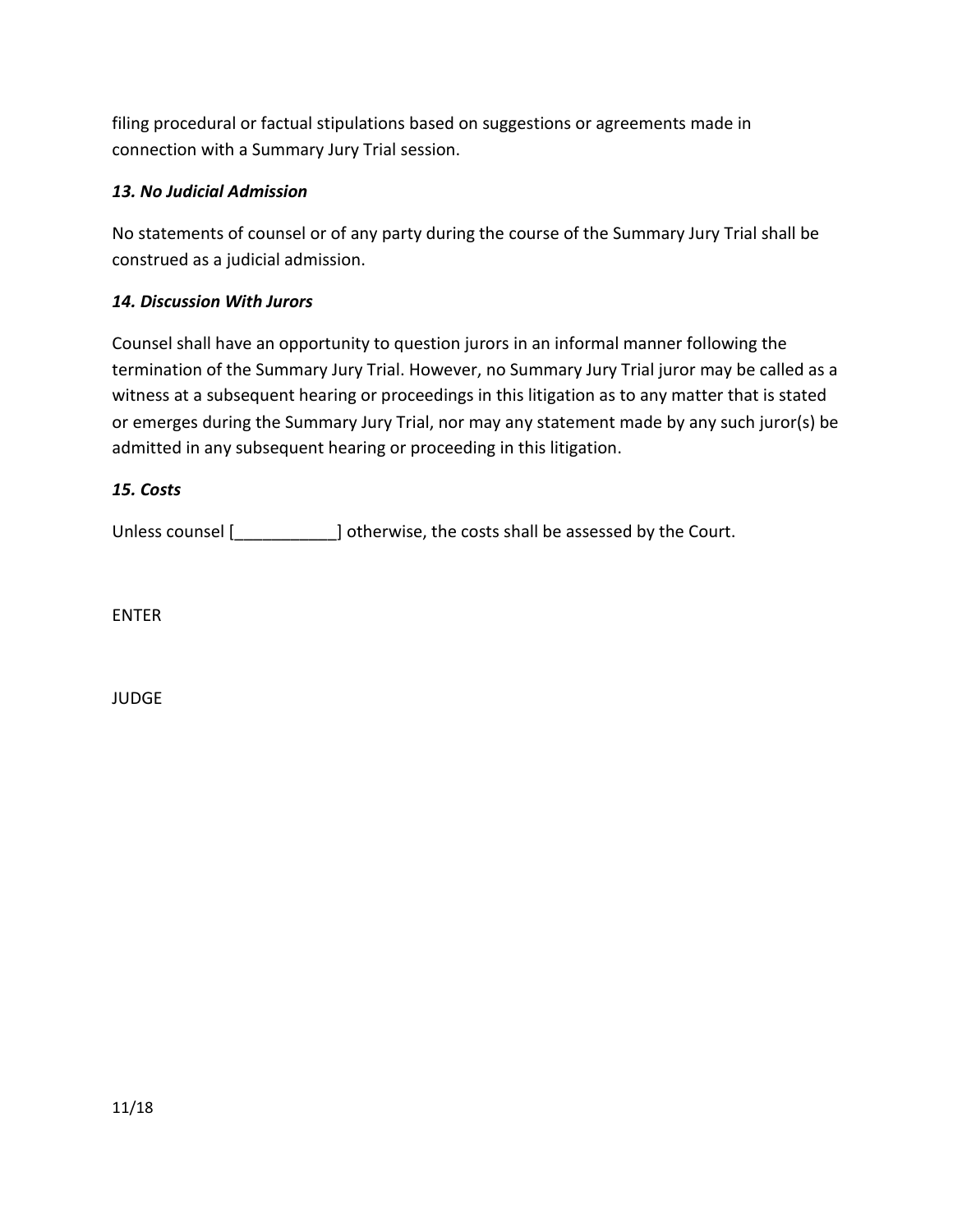filing procedural or factual stipulations based on suggestions or agreements made in connection with a Summary Jury Trial session.

### *13. No Judicial Admission*

No statements of counsel or of any party during the course of the Summary Jury Trial shall be construed as a judicial admission.

### *14. Discussion With Jurors*

Counsel shall have an opportunity to question jurors in an informal manner following the termination of the Summary Jury Trial. However, no Summary Jury Trial juror may be called as a witness at a subsequent hearing or proceedings in this litigation as to any matter that is stated or emerges during the Summary Jury Trial, nor may any statement made by any such juror(s) be admitted in any subsequent hearing or proceeding in this litigation.

### *15. Costs*

Unless counsel [___________] otherwise, the costs shall be assessed by the Court.

ENTER

JUDGE

11/18